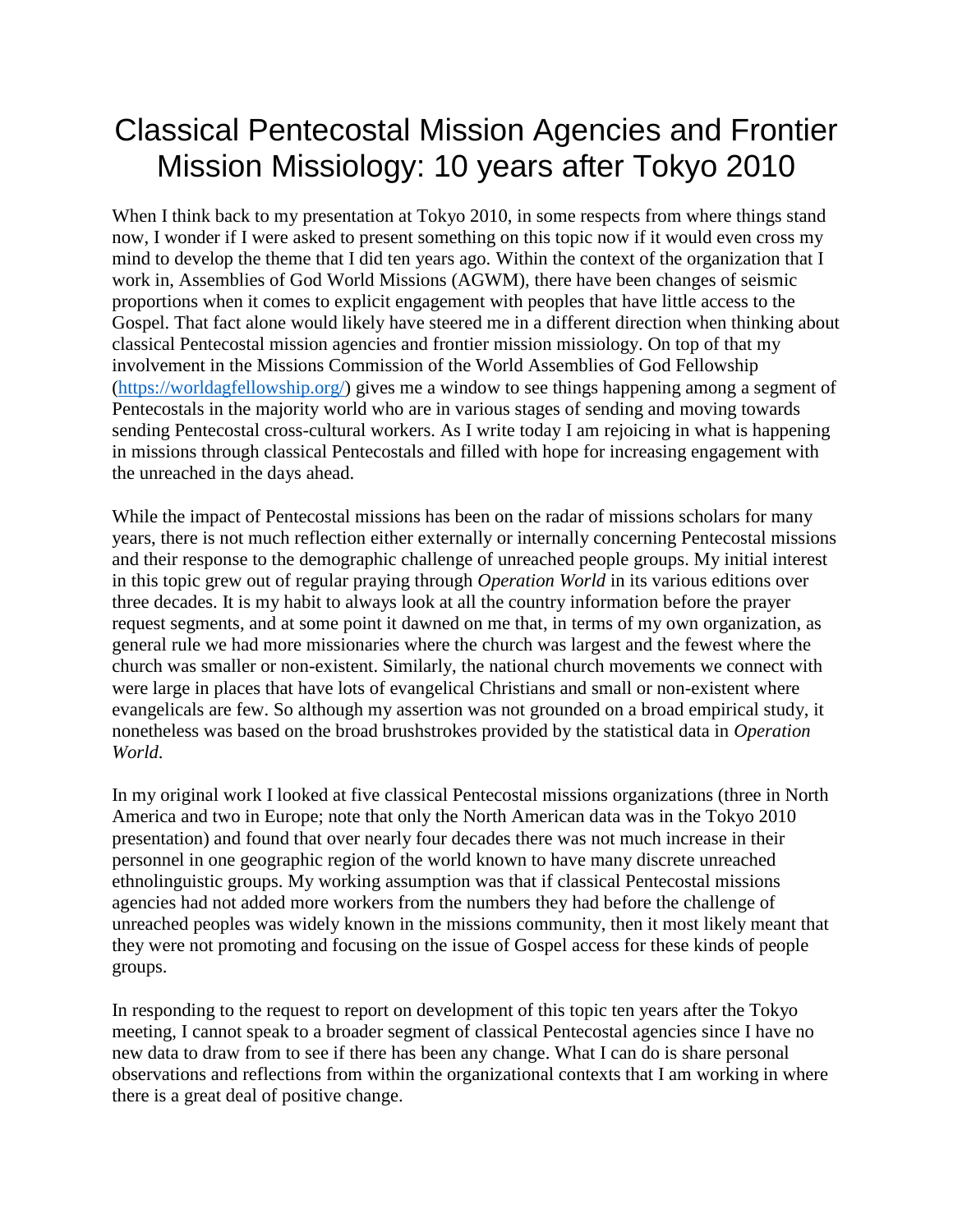# Classical Pentecostal Mission Agencies and Frontier Mission Missiology: 10 years after Tokyo 2010

When I think back to my presentation at Tokyo 2010, in some respects from where things stand now, I wonder if I were asked to present something on this topic now if it would even cross my mind to develop the theme that I did ten years ago. Within the context of the organization that I work in, Assemblies of God World Missions (AGWM), there have been changes of seismic proportions when it comes to explicit engagement with peoples that have little access to the Gospel. That fact alone would likely have steered me in a different direction when thinking about classical Pentecostal mission agencies and frontier mission missiology. On top of that my involvement in the Missions Commission of the World Assemblies of God Fellowship ([https://worldagfellowship.org/](https://worldagfellowship.org/)) gives me a window to see things happening among a segment of Pentecostals in the majority world who are in various stages of sending and moving towards sending Pentecostal cross-cultural workers. As I write today I am rejoicing in what is happening in missions through classical Pentecostals and filled with hope for increasing engagement with the unreached in the days ahead.

While the impact of Pentecostal missions has been on the radar of missions scholars for many years, there is not much reflection either externally or internally concerning Pentecostal missions and their response to the demographic challenge of unreached people groups. My initial interest in this topic grew out of regular praying through *Operation World* in its various editions over three decades. It is my habit to always look at all the country information before the prayer request segments, and at some point it dawned on me that, in terms of my own organization, as general rule we had more missionaries where the church was largest and the fewest where the church was smaller or non-existent. Similarly, the national church movements we connect with were large in places that have lots of evangelical Christians and small or non-existent where evangelicals are few. So although my assertion was not grounded on a broad empirical study, it nonetheless was based on the broad brushstrokes provided by the statistical data in *Operation World*.

In my original work I looked at five classical Pentecostal missions organizations (three in North America and two in Europe; note that only the North American data was in the Tokyo 2010 presentation) and found that over nearly four decades there was not much increase in their personnel in one geographic region of the world known to have many discrete unreached ethnolinguistic groups. My working assumption was that if classical Pentecostal missions agencies had not added more workers from the numbers they had before the challenge of unreached peoples was widely known in the missions community, then it most likely meant that they were not promoting and focusing on the issue of Gospel access for these kinds of people groups.

In responding to the request to report on development of this topic ten years after the Tokyo meeting, I cannot speak to a broader segment of classical Pentecostal agencies since I have no new data to draw from to see if there has been any change. What I can do is share personal observations and reflections from within the organizational contexts that I am working in where there is a great deal of positive change.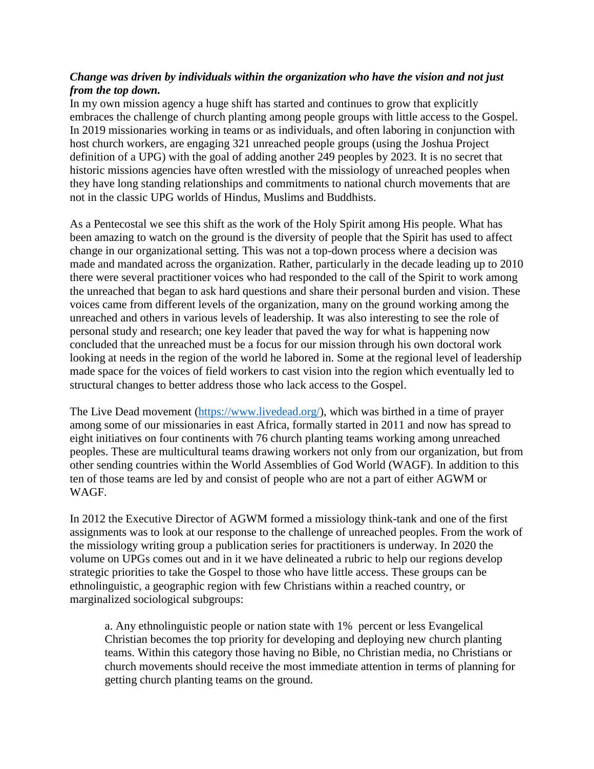***Change was driven by individuals within the organization who have the vision and not just from the top down.***

In my own mission agency a huge shift has started and continues to grow that explicitly embraces the challenge of church planting among people groups with little access to the Gospel. In 2019 missionaries working in teams or as individuals, and often laboring in conjunction with host church workers, are engaging 321 unreached people groups (using the Joshua Project definition of a UPG) with the goal of adding another 249 peoples by 2023. It is no secret that historic missions agencies have often wrestled with the missiology of unreached peoples when they have long standing relationships and commitments to national church movements that are not in the classic UPG worlds of Hindus, Muslims and Buddhists.

As a Pentecostal we see this shift as the work of the Holy Spirit among His people. What has been amazing to watch on the ground is the diversity of people that the Spirit has used to affect change in our organizational setting. This was not a top-down process where a decision was made and mandated across the organization. Rather, particularly in the decade leading up to 2010 there were several practitioner voices who had responded to the call of the Spirit to work among the unreached that began to ask hard questions and share their personal burden and vision. These voices came from different levels of the organization, many on the ground working among the unreached and others in various levels of leadership. It was also interesting to see the role of personal study and research; one key leader that paved the way for what is happening now concluded that the unreached must be a focus for our mission through his own doctoral work looking at needs in the region of the world he labored in. Some at the regional level of leadership made space for the voices of field workers to cast vision into the region which eventually led to structural changes to better address those who lack access to the Gospel.

The Live Dead movement ([https://www.livedead.org/](https://www.livedead.org/)), which was birthed in a time of prayer among some of our missionaries in east Africa, formally started in 2011 and now has spread to eight initiatives on four continents with 76 church planting teams working among unreached peoples. These are multicultural teams drawing workers not only from our organization, but from other sending countries within the World Assemblies of God World (WAGF). In addition to this ten of those teams are led by and consist of people who are not a part of either AGWM or WAGF.

In 2012 the Executive Director of AGWM formed a missiology think-tank and one of the first assignments was to look at our response to the challenge of unreached peoples. From the work of the missiology writing group a publication series for practitioners is underway. In 2020 the volume on UPGs comes out and in it we have delineated a rubric to help our regions develop strategic priorities to take the Gospel to those who have little access. These groups can be ethnolinguistic, a geographic region with few Christians within a reached country, or marginalized sociological subgroups:

> a. Any ethnolinguistic people or nation state with 1% percent or less Evangelical Christian becomes the top priority for developing and deploying new church planting teams. Within this category those having no Bible, no Christian media, no Christians or church movements should receive the most immediate attention in terms of planning for getting church planting teams on the ground.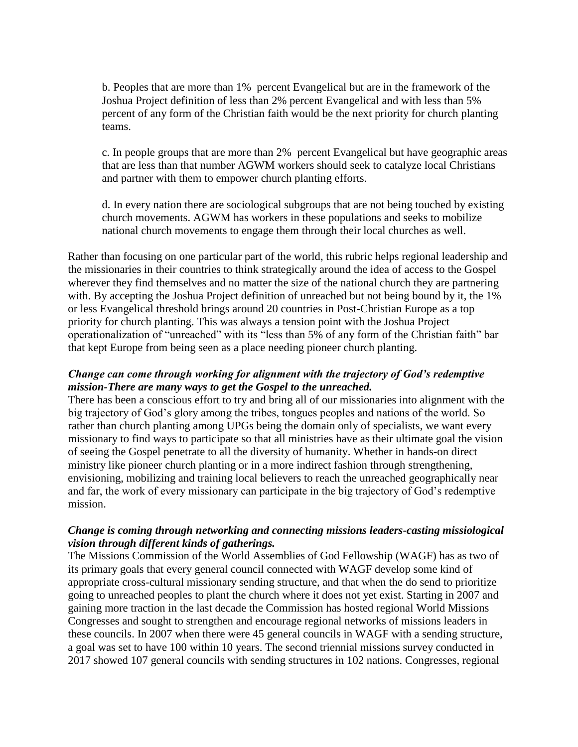b. Peoples that are more than 1%  percent Evangelical but are in the framework of the Joshua Project definition of less than 2% percent Evangelical and with less than 5% percent of any form of the Christian faith would be the next priority for church planting teams.

c. In people groups that are more than 2%  percent Evangelical but have geographic areas that are less than that number AGWM workers should seek to catalyze local Christians and partner with them to empower church planting efforts.

d. In every nation there are sociological subgroups that are not being touched by existing church movements. AGWM has workers in these populations and seeks to mobilize national church movements to engage them through their local churches as well.

Rather than focusing on one particular part of the world, this rubric helps regional leadership and the missionaries in their countries to think strategically around the idea of access to the Gospel wherever they find themselves and no matter the size of the national church they are partnering with. By accepting the Joshua Project definition of unreached but not being bound by it, the 1% or less Evangelical threshold brings around 20 countries in Post-Christian Europe as a top priority for church planting. This was always a tension point with the Joshua Project operationalization of "unreached" with its "less than 5% of any form of the Christian faith" bar that kept Europe from being seen as a place needing pioneer church planting.

***Change can come through working for alignment with the trajectory of God's redemptive mission-There are many ways to get the Gospel to the unreached.***

There has been a conscious effort to try and bring all of our missionaries into alignment with the big trajectory of God's glory among the tribes, tongues peoples and nations of the world. So rather than church planting among UPGs being the domain only of specialists, we want every missionary to find ways to participate so that all ministries have as their ultimate goal the vision of seeing the Gospel penetrate to all the diversity of humanity. Whether in hands-on direct ministry like pioneer church planting or in a more indirect fashion through strengthening, envisioning, mobilizing and training local believers to reach the unreached geographically near and far, the work of every missionary can participate in the big trajectory of God's redemptive mission.

***Change is coming through networking and connecting missions leaders-casting missiological vision through different kinds of gatherings.***

The Missions Commission of the World Assemblies of God Fellowship (WAGF) has as two of its primary goals that every general council connected with WAGF develop some kind of appropriate cross-cultural missionary sending structure, and that when the do send to prioritize going to unreached peoples to plant the church where it does not yet exist. Starting in 2007 and gaining more traction in the last decade the Commission has hosted regional World Missions Congresses and sought to strengthen and encourage regional networks of missions leaders in these councils. In 2007 when there were 45 general councils in WAGF with a sending structure, a goal was set to have 100 within 10 years. The second triennial missions survey conducted in 2017 showed 107 general councils with sending structures in 102 nations. Congresses, regional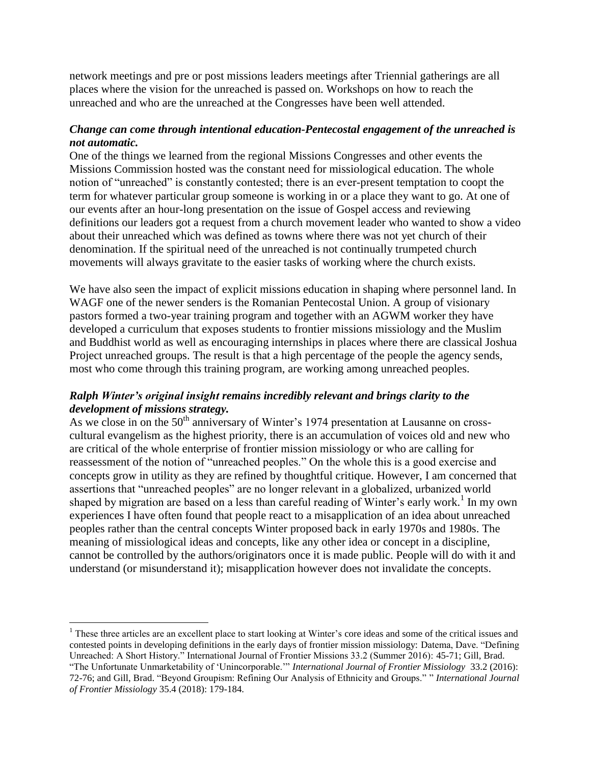network meetings and pre or post missions leaders meetings after Triennial gatherings are all places where the vision for the unreached is passed on. Workshops on how to reach the unreached and who are the unreached at the Congresses have been well attended.

***Change can come through intentional education-Pentecostal engagement of the unreached is not automatic.***

One of the things we learned from the regional Missions Congresses and other events the Missions Commission hosted was the constant need for missiological education. The whole notion of "unreached" is constantly contested; there is an ever-present temptation to coopt the term for whatever particular group someone is working in or a place they want to go. At one of our events after an hour-long presentation on the issue of Gospel access and reviewing definitions our leaders got a request from a church movement leader who wanted to show a video about their unreached which was defined as towns where there was not yet church of their denomination. If the spiritual need of the unreached is not continually trumpeted church movements will always gravitate to the easier tasks of working where the church exists.

We have also seen the impact of explicit missions education in shaping where personnel land. In WAGF one of the newer senders is the Romanian Pentecostal Union. A group of visionary pastors formed a two-year training program and together with an AGWM worker they have developed a curriculum that exposes students to frontier missions missiology and the Muslim and Buddhist world as well as encouraging internships in places where there are classical Joshua Project unreached groups. The result is that a high percentage of the people the agency sends, most who come through this training program, are working among unreached peoples.

***Ralph Winter's original insight remains incredibly relevant and brings clarity to the development of missions strategy.***

As we close in on the 50th anniversary of Winter's 1974 presentation at Lausanne on cross-cultural evangelism as the highest priority, there is an accumulation of voices old and new who are critical of the whole enterprise of frontier mission missiology or who are calling for reassessment of the notion of "unreached peoples." On the whole this is a good exercise and concepts grow in utility as they are refined by thoughtful critique. However, I am concerned that assertions that "unreached peoples" are no longer relevant in a globalized, urbanized world shaped by migration are based on a less than careful reading of Winter's early work.[1] In my own experiences I have often found that people react to a misapplication of an idea about unreached peoples rather than the central concepts Winter proposed back in early 1970s and 1980s. The meaning of missiological ideas and concepts, like any other idea or concept in a discipline, cannot be controlled by the authors/originators once it is made public. People will do with it and understand (or misunderstand it); misapplication however does not invalidate the concepts.

---

[1] These three articles are an excellent place to start looking at Winter's core ideas and some of the critical issues and contested points in developing definitions in the early days of frontier mission missiology: Datema, Dave. "Defining Unreached: A Short History." International Journal of Frontier Missions 33.2 (Summer 2016): 45-71; Gill, Brad. "The Unfortunate Unmarketability of 'Unincorporable.'" *International Journal of Frontier Missiology* 33.2 (2016): 72-76; and Gill, Brad. "Beyond Groupism: Refining Our Analysis of Ethnicity and Groups." " *International Journal of Frontier Missiology* 35.4 (2018): 179-184.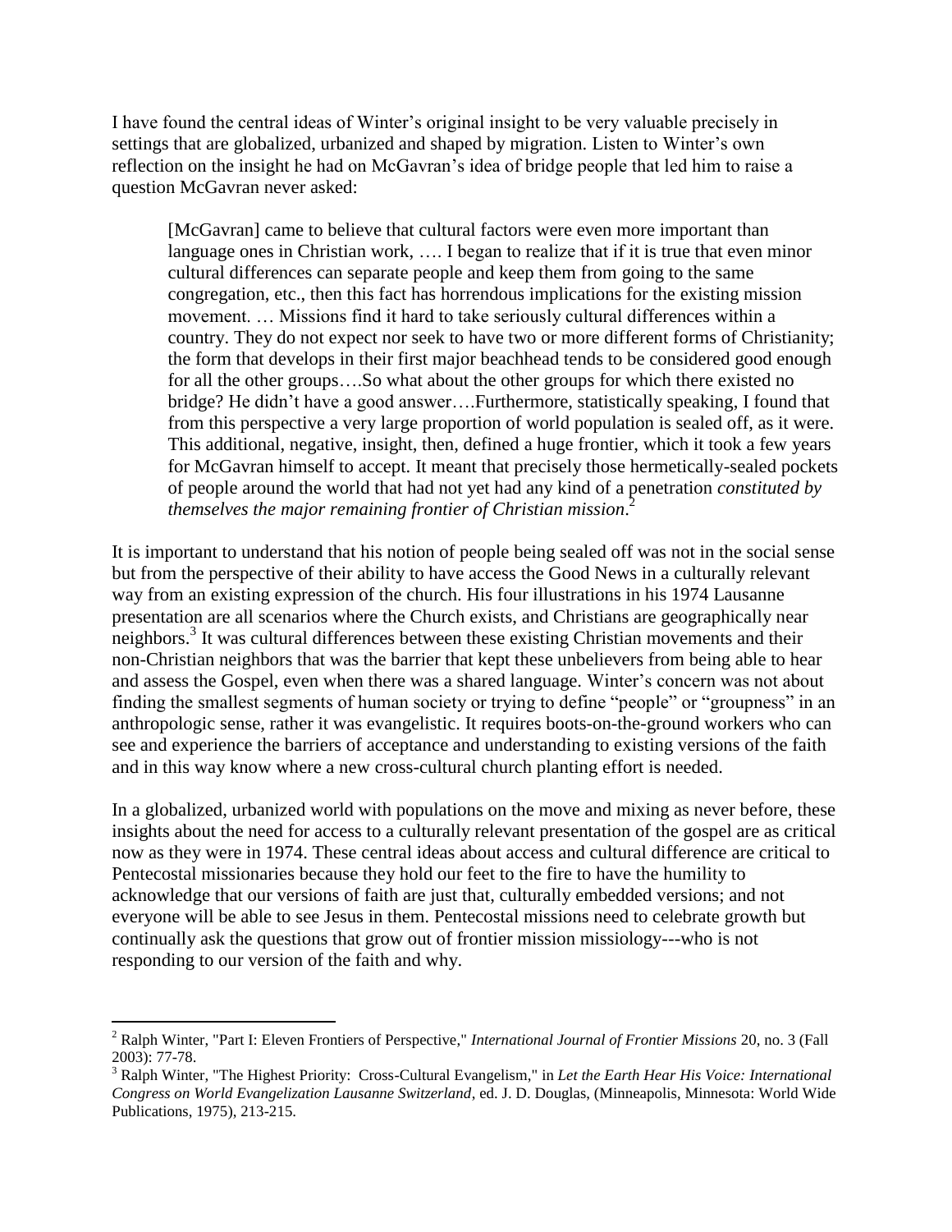I have found the central ideas of Winter's original insight to be very valuable precisely in settings that are globalized, urbanized and shaped by migration. Listen to Winter's own reflection on the insight he had on McGavran's idea of bridge people that led him to raise a question McGavran never asked:

> [McGavran] came to believe that cultural factors were even more important than language ones in Christian work, …. I began to realize that if it is true that even minor cultural differences can separate people and keep them from going to the same congregation, etc., then this fact has horrendous implications for the existing mission movement. … Missions find it hard to take seriously cultural differences within a country. They do not expect nor seek to have two or more different forms of Christianity; the form that develops in their first major beachhead tends to be considered good enough for all the other groups….So what about the other groups for which there existed no bridge? He didn't have a good answer….Furthermore, statistically speaking, I found that from this perspective a very large proportion of world population is sealed off, as it were. This additional, negative, insight, then, defined a huge frontier, which it took a few years for McGavran himself to accept. It meant that precisely those hermetically-sealed pockets of people around the world that had not yet had any kind of a penetration *constituted by themselves the major remaining frontier of Christian mission*.[2]

It is important to understand that his notion of people being sealed off was not in the social sense but from the perspective of their ability to have access the Good News in a culturally relevant way from an existing expression of the church. His four illustrations in his 1974 Lausanne presentation are all scenarios where the Church exists, and Christians are geographically near neighbors.[3] It was cultural differences between these existing Christian movements and their non-Christian neighbors that was the barrier that kept these unbelievers from being able to hear and assess the Gospel, even when there was a shared language. Winter's concern was not about finding the smallest segments of human society or trying to define "people" or "groupness" in an anthropologic sense, rather it was evangelistic. It requires boots-on-the-ground workers who can see and experience the barriers of acceptance and understanding to existing versions of the faith and in this way know where a new cross-cultural church planting effort is needed.

In a globalized, urbanized world with populations on the move and mixing as never before, these insights about the need for access to a culturally relevant presentation of the gospel are as critical now as they were in 1974. These central ideas about access and cultural difference are critical to Pentecostal missionaries because they hold our feet to the fire to have the humility to acknowledge that our versions of faith are just that, culturally embedded versions; and not everyone will be able to see Jesus in them. Pentecostal missions need to celebrate growth but continually ask the questions that grow out of frontier mission missiology---who is not responding to our version of the faith and why.

---

[2] Ralph Winter, "Part I: Eleven Frontiers of Perspective," *International Journal of Frontier Missions* 20, no. 3 (Fall 2003): 77-78.

[3] Ralph Winter, "The Highest Priority: Cross-Cultural Evangelism," in *Let the Earth Hear His Voice: International Congress on World Evangelization Lausanne Switzerland*, ed. J. D. Douglas, (Minneapolis, Minnesota: World Wide Publications, 1975), 213-215.